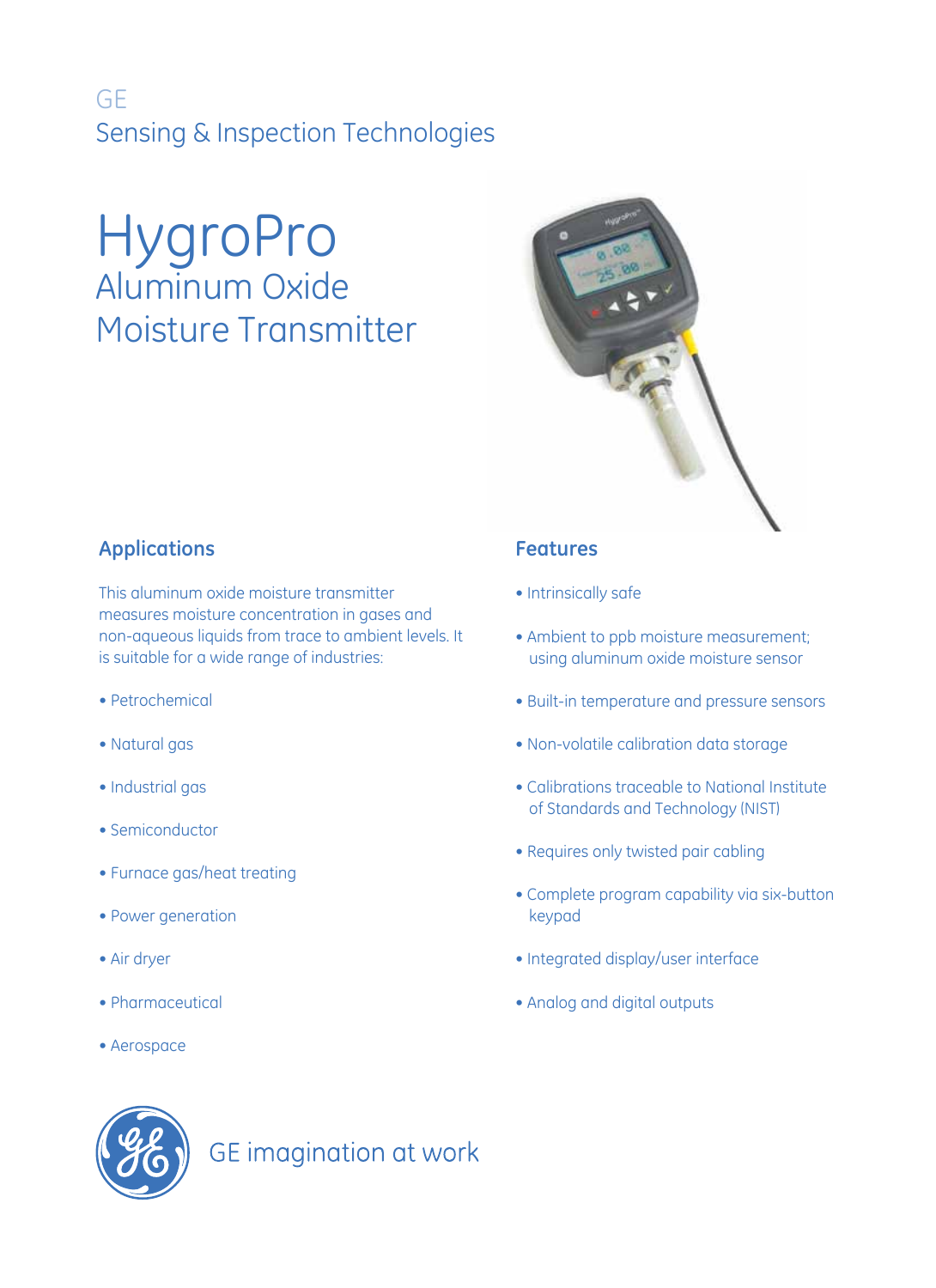GE

Sensing & Inspection Technologies

# HygroPro

## Aluminum Oxide Moisture Transmitter

### Applications

This aluminum oxide moisture transmitter measures moisture concentration in gases and non-aqueous liquids from trace to ambient levels. It is suitable for a wide range of industries:

- Petrochemical
- Natural gas
- Industrial gas
- Semiconductor
- Furnace gas/heat treating
- Power generation
- Air dryer
- Pharmaceutical
- Aerospace

### Features

- Intrinsically safe
- Ambient to ppb moisture measurement; using aluminum oxide moisture sensor
- Built-in temperature and pressure sensors
- Non-volatile calibration data storage
- Calibrations traceable to National Institute of Standards and Technology (NIST)
- Requires only twisted pair cabling
- Complete program capability via six-button keypad
- Integrated display/user interface
- Analog and digital outputs

GE imagination at work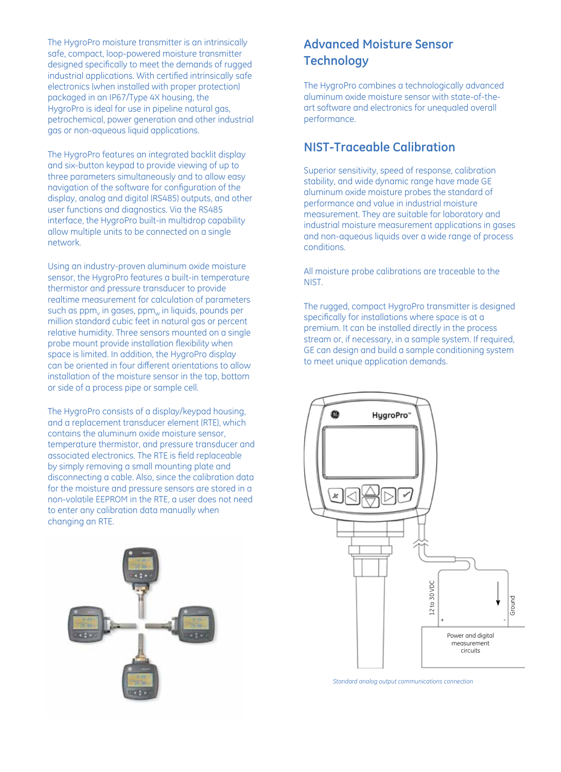The HygroPro moisture transmitter is an intrinsically safe, compact, loop-powered moisture transmitter designed specifically to meet the demands of rugged industrial applications. With certified intrinsically safe electronics (when installed with proper protection) packaged in an IP67/Type 4X housing, the HygroPro is ideal for use in pipeline natural gas, petrochemical, power generation and other industrial gas or non-aqueous liquid applications.

The HygroPro features an integrated backlit display and six-button keypad to provide viewing of up to three parameters simultaneously and to allow easy navigation of the software for configuration of the display, analog and digital (RS485) outputs, and other user functions and diagnostics. Via the RS485 interface, the HygroPro built-in multidrop capability allow multiple units to be connected on a single network.

Using an industry-proven aluminum oxide moisture sensor, the HygroPro features a built-in temperature thermistor and pressure transducer to provide realtime measurement for calculation of parameters such as $ppm_v$ in gases, $ppm_w$ in liquids, pounds per million standard cubic feet in natural gas or percent relative humidity. Three sensors mounted on a single probe mount provide installation flexibility when space is limited. In addition, the HygroPro display can be oriented in four different orientations to allow installation of the moisture sensor in the top, bottom or side of a process pipe or sample cell.

The HygroPro consists of a display/keypad housing, and a replacement transducer element (RTE), which contains the aluminum oxide moisture sensor, temperature thermistor, and pressure transducer and associated electronics. The RTE is field replaceable by simply removing a small mounting plate and disconnecting a cable. Also, since the calibration data for the moisture and pressure sensors are stored in a non-volatile EEPROM in the RTE, a user does not need to enter any calibration data manually when changing an RTE.

## Advanced Moisture Sensor Technology

The HygroPro combines a technologically advanced aluminum oxide moisture sensor with state-of-the-art software and electronics for unequaled overall performance.

## NIST-Traceable Calibration

Superior sensitivity, speed of response, calibration stability, and wide dynamic range have made GE aluminum oxide moisture probes the standard of performance and value in industrial moisture measurement. They are suitable for laboratory and industrial moisture measurement applications in gases and non-aqueous liquids over a wide range of process conditions.

All moisture probe calibrations are traceable to the NIST.

The rugged, compact HygroPro transmitter is designed specifically for installations where space is at a premium. It can be installed directly in the process stream or, if necessary, in a sample system. If required, GE can design and build a sample conditioning system to meet unique application demands.

*Standard analog output communications connection*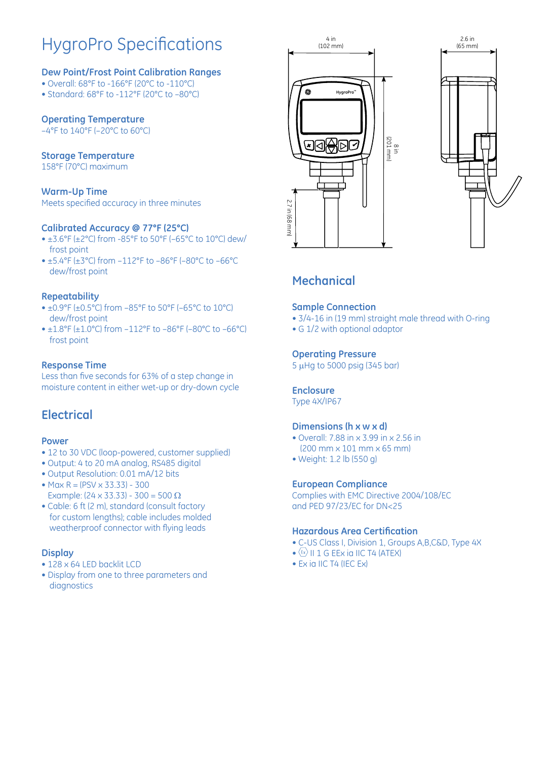# HygroPro Specifications

### Dew Point/Frost Point Calibration Ranges

- Overall: 68°F to -166°F (20°C to -110°C)
- Standard: 68°F to -112°F (20°C to -80°C)

### Operating Temperature

–4°F to 140°F (–20°C to 60°C)

### Storage Temperature

158°F (70°C) maximum

### Warm-Up Time

Meets specified accuracy in three minutes

### Calibrated Accuracy @ 77°F (25°C)

- ±3.6°F (±2°C) from -85°F to 50°F (–65°C to 10°C) dew/frost point
- ±5.4°F (±3°C) from –112°F to –86°F (–80°C to –66°C dew/frost point

### Repeatability

- ±0.9°F (±0.5°C) from –85°F to 50°F (–65°C to 10°C) dew/frost point
- ±1.8°F (±1.0°C) from –112°F to –86°F (–80°C to –66°C) frost point

### Response Time

Less than five seconds for 63% of a step change in moisture content in either wet-up or dry-down cycle

## Electrical

### Power

- 12 to 30 VDC (loop-powered, customer supplied)
- Output: 4 to 20 mA analog, RS485 digital
- Output Resolution: 0.01 mA/12 bits
- Max R = (PSV x 33.33) - 300
  Example: (24 x 33.33) - 300 = 500 Ω
- Cable: 6 ft (2 m), standard (consult factory for custom lengths); cable includes molded weatherproof connector with flying leads

### Display

- 128 x 64 LED backlit LCD
- Display from one to three parameters and diagnostics

4 in (102 mm)
2.6 in (65 mm)
8 in (201 mm)
2.7 in (68 mm)

## Mechanical

### Sample Connection

- 3/4-16 in (19 mm) straight male thread with O-ring
- G 1/2 with optional adaptor

### Operating Pressure

5 µHg to 5000 psig (345 bar)

### Enclosure

Type 4X/IP67

### Dimensions (h x w x d)

- Overall: 7.88 in x 3.99 in x 2.56 in (200 mm x 101 mm x 65 mm)
- Weight: 1.2 lb (550 g)

### European Compliance

Complies with EMC Directive 2004/108/EC and PED 97/23/EC for DN<25

### Hazardous Area Certification

- C-US Class I, Division 1, Groups A,B,C&D, Type 4X
- ⟨Ex⟩ II 1 G EEx ia IIC T4 (ATEX)
- Ex ia IIC T4 (IEC Ex)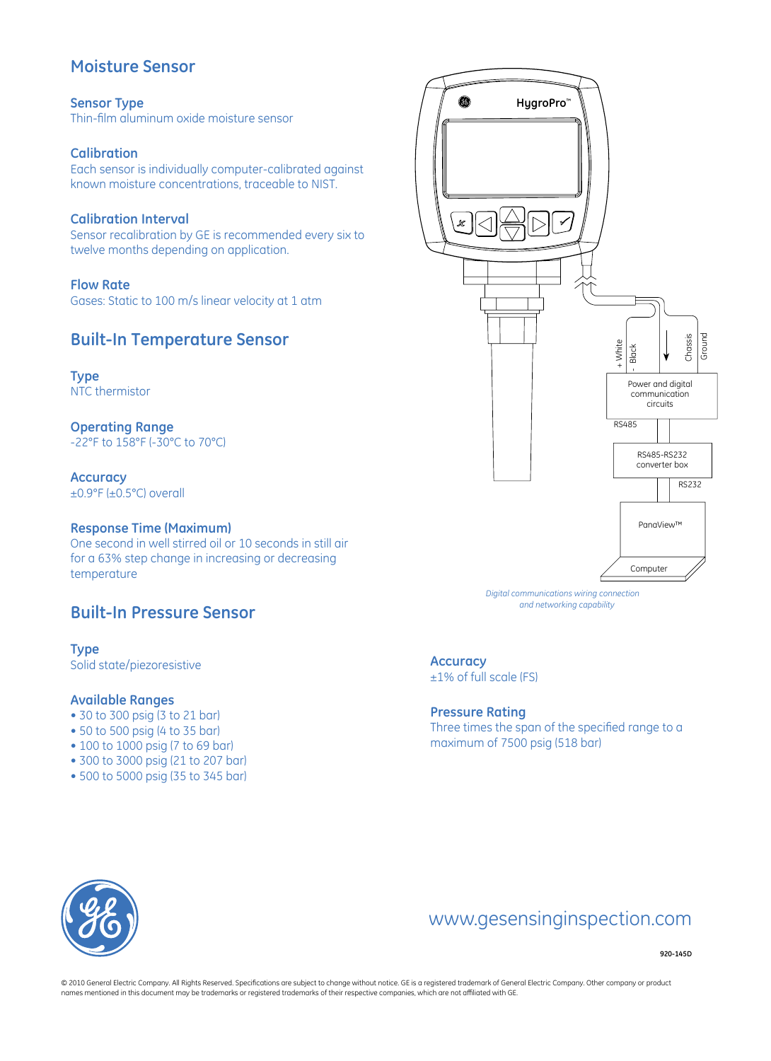## Moisture Sensor

### Sensor Type

Thin-film aluminum oxide moisture sensor

### Calibration

Each sensor is individually computer-calibrated against known moisture concentrations, traceable to NIST.

### Calibration Interval

Sensor recalibration by GE is recommended every six to twelve months depending on application.

### Flow Rate

Gases: Static to 100 m/s linear velocity at 1 atm

## Built-In Temperature Sensor

### Type

NTC thermistor

### Operating Range

-22°F to 158°F (-30°C to 70°C)

### Accuracy

±0.9°F (±0.5°C) overall

### Response Time (Maximum)

One second in well stirred oil or 10 seconds in still air for a 63% step change in increasing or decreasing temperature

## Built-In Pressure Sensor

### Type

Solid state/piezoresistive

### Available Ranges

- 30 to 300 psig (3 to 21 bar)
- 50 to 500 psig (4 to 35 bar)
- 100 to 1000 psig (7 to 69 bar)
- 300 to 3000 psig (21 to 207 bar)
- 500 to 5000 psig (35 to 345 bar)

HygroPro™

+ White
- Black
Chassis
Ground
Power and digital communication circuits
RS485
RS485-RS232 converter box
RS232
PanaView™
Computer

*Digital communications wiring connection and networking capability*

### Accuracy

±1% of full scale (FS)

### Pressure Rating

Three times the span of the specified range to a maximum of 7500 psig (518 bar)

www.gesensinginspection.com

920-145D

© 2010 General Electric Company. All Rights Reserved. Specifications are subject to change without notice. GE is a registered trademark of General Electric Company. Other company or product names mentioned in this document may be trademarks or registered trademarks of their respective companies, which are not affiliated with GE.